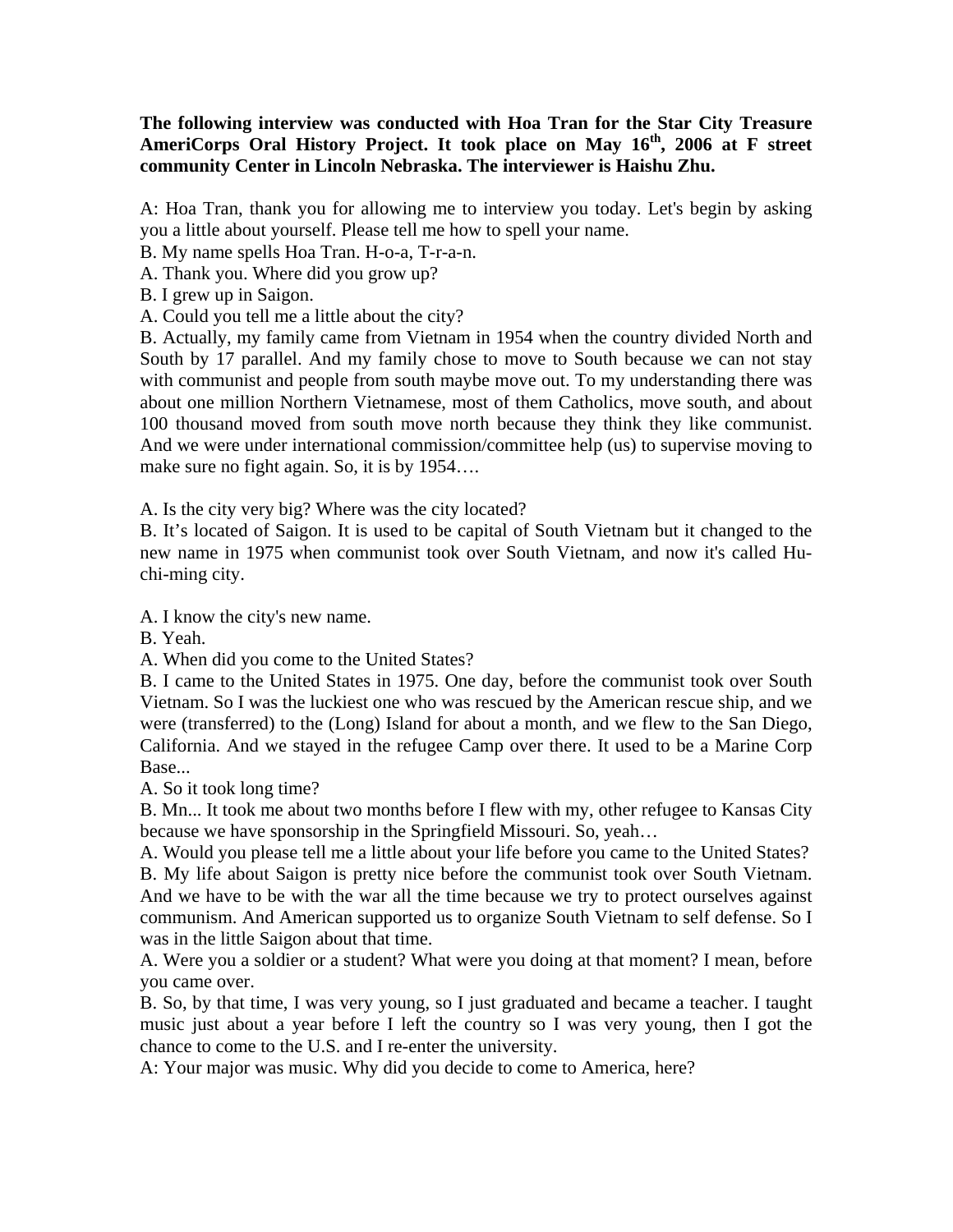**The following interview was conducted with Hoa Tran for the Star City Treasure AmeriCorps Oral History Project. It took place on May 16th, 2006 at F street community Center in Lincoln Nebraska. The interviewer is Haishu Zhu.**

A: Hoa Tran, thank you for allowing me to interview you today. Let's begin by asking you a little about yourself. Please tell me how to spell your name.

B. My name spells Hoa Tran. H-o-a, T-r-a-n.

A. Thank you. Where did you grow up?

B. I grew up in Saigon.

A. Could you tell me a little about the city?

B. Actually, my family came from Vietnam in 1954 when the country divided North and South by 17 parallel. And my family chose to move to South because we can not stay with communist and people from south maybe move out. To my understanding there was about one million Northern Vietnamese, most of them Catholics, move south, and about 100 thousand moved from south move north because they think they like communist. And we were under international commission/committee help (us) to supervise moving to make sure no fight again. So, it is by 1954….

A. Is the city very big? Where was the city located?

B. It's located of Saigon. It is used to be capital of South Vietnam but it changed to the new name in 1975 when communist took over South Vietnam, and now it's called Hu-chi-ming city.

A. I know the city's new name.

B. Yeah.

A. When did you come to the United States?

B. I came to the United States in 1975. One day, before the communist took over South Vietnam. So I was the luckiest one who was rescued by the American rescue ship, and we were (transferred) to the (Long) Island for about a month, and we flew to the San Diego, California. And we stayed in the refugee Camp over there. It used to be a Marine Corp Base...

A. So it took long time?

B. Mn... It took me about two months before I flew with my, other refugee to Kansas City because we have sponsorship in the Springfield Missouri. So, yeah…

A. Would you please tell me a little about your life before you came to the United States?

B. My life about Saigon is pretty nice before the communist took over South Vietnam. And we have to be with the war all the time because we try to protect ourselves against communism. And American supported us to organize South Vietnam to self defense. So I was in the little Saigon about that time.

A. Were you a soldier or a student? What were you doing at that moment? I mean, before you came over.

B. So, by that time, I was very young, so I just graduated and became a teacher. I taught music just about a year before I left the country so I was very young, then I got the chance to come to the U.S. and I re-enter the university.

A: Your major was music. Why did you decide to come to America, here?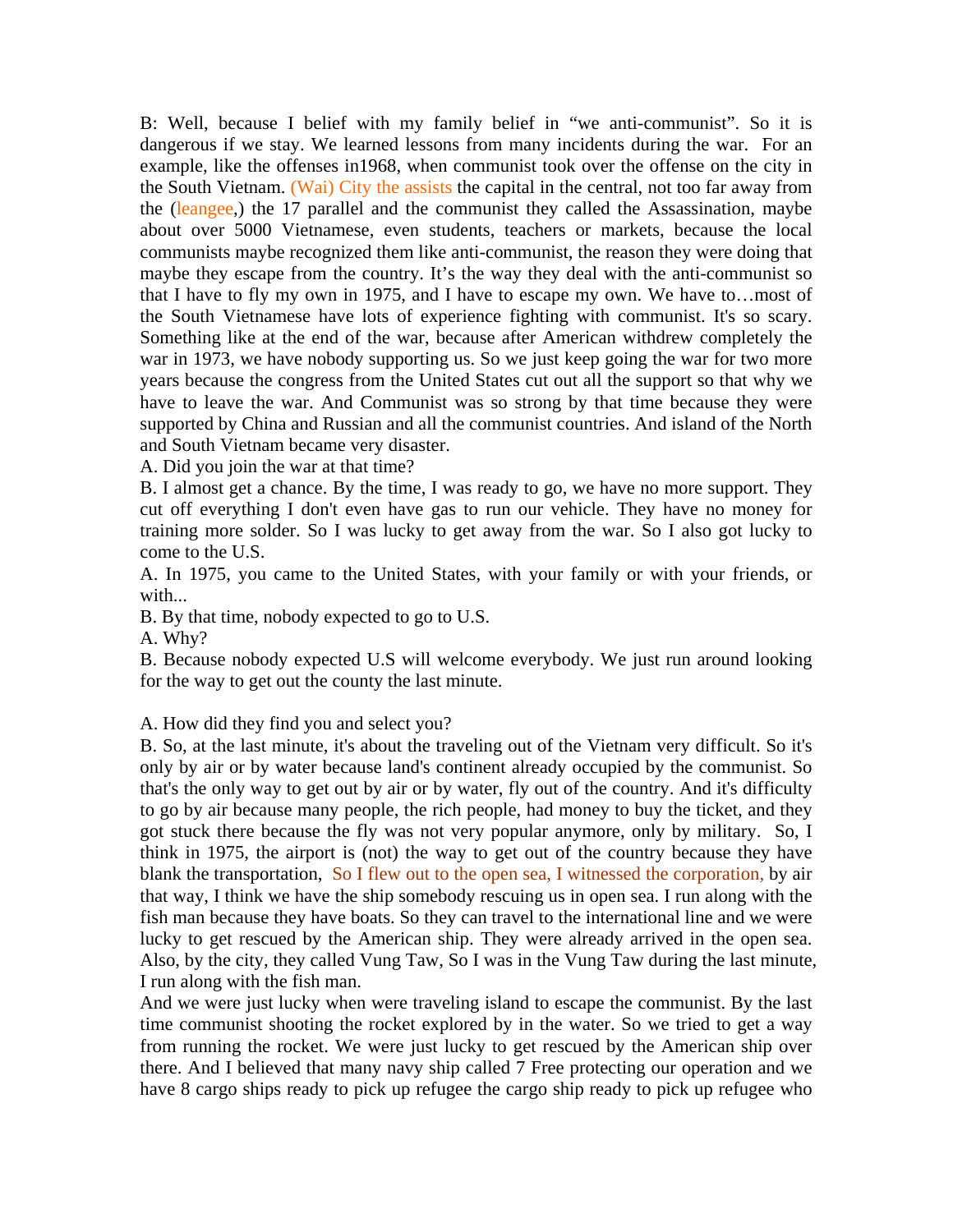B: Well, because I belief with my family belief in "we anti-communist". So it is dangerous if we stay. We learned lessons from many incidents during the war. For an example, like the offenses in1968, when communist took over the offense on the city in the South Vietnam. (Wai) City the assists the capital in the central, not too far away from the (leangee,) the 17 parallel and the communist they called the Assassination, maybe about over 5000 Vietnamese, even students, teachers or markets, because the local communists maybe recognized them like anti-communist, the reason they were doing that maybe they escape from the country. It's the way they deal with the anti-communist so that I have to fly my own in 1975, and I have to escape my own. We have to…most of the South Vietnamese have lots of experience fighting with communist. It's so scary. Something like at the end of the war, because after American withdrew completely the war in 1973, we have nobody supporting us. So we just keep going the war for two more years because the congress from the United States cut out all the support so that why we have to leave the war. And Communist was so strong by that time because they were supported by China and Russian and all the communist countries. And island of the North and South Vietnam became very disaster.

A. Did you join the war at that time?

B. I almost get a chance. By the time, I was ready to go, we have no more support. They cut off everything I don't even have gas to run our vehicle. They have no money for training more solder. So I was lucky to get away from the war. So I also got lucky to come to the U.S.

A. In 1975, you came to the United States, with your family or with your friends, or with...

B. By that time, nobody expected to go to U.S.

A. Why?

B. Because nobody expected U.S will welcome everybody. We just run around looking for the way to get out the county the last minute.

A. How did they find you and select you?

B. So, at the last minute, it's about the traveling out of the Vietnam very difficult. So it's only by air or by water because land's continent already occupied by the communist. So that's the only way to get out by air or by water, fly out of the country. And it's difficulty to go by air because many people, the rich people, had money to buy the ticket, and they got stuck there because the fly was not very popular anymore, only by military. So, I think in 1975, the airport is (not) the way to get out of the country because they have blank the transportation, So I flew out to the open sea, I witnessed the corporation, by air that way, I think we have the ship somebody rescuing us in open sea. I run along with the fish man because they have boats. So they can travel to the international line and we were lucky to get rescued by the American ship. They were already arrived in the open sea. Also, by the city, they called Vung Taw, So I was in the Vung Taw during the last minute, I run along with the fish man.

And we were just lucky when were traveling island to escape the communist. By the last time communist shooting the rocket explored by in the water. So we tried to get a way from running the rocket. We were just lucky to get rescued by the American ship over there. And I believed that many navy ship called 7 Free protecting our operation and we have 8 cargo ships ready to pick up refugee the cargo ship ready to pick up refugee who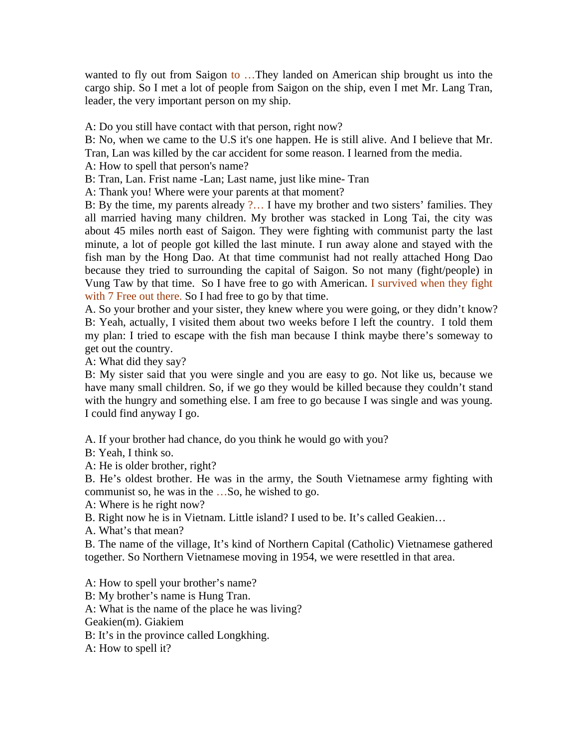wanted to fly out from Saigon to …They landed on American ship brought us into the cargo ship. So I met a lot of people from Saigon on the ship, even I met Mr. Lang Tran, leader, the very important person on my ship.

A: Do you still have contact with that person, right now?
B: No, when we came to the U.S it's one happen. He is still alive. And I believe that Mr. Tran, Lan was killed by the car accident for some reason. I learned from the media.
A: How to spell that person's name?
B: Tran, Lan. Frist name -Lan; Last name, just like mine- Tran
A: Thank you! Where were your parents at that moment?
B: By the time, my parents already ?… I have my brother and two sisters' families. They all married having many children. My brother was stacked in Long Tai, the city was about 45 miles north east of Saigon. They were fighting with communist party the last minute, a lot of people got killed the last minute. I run away alone and stayed with the fish man by the Hong Dao. At that time communist had not really attached Hong Dao because they tried to surrounding the capital of Saigon. So not many (fight/people) in Vung Taw by that time. So I have free to go with American. I survived when they fight with 7 Free out there. So I had free to go by that time.
A. So your brother and your sister, they knew where you were going, or they didn't know?
B: Yeah, actually, I visited them about two weeks before I left the country. I told them my plan: I tried to escape with the fish man because I think maybe there's someway to get out the country.
A: What did they say?
B: My sister said that you were single and you are easy to go. Not like us, because we have many small children. So, if we go they would be killed because they couldn't stand with the hungry and something else. I am free to go because I was single and was young. I could find anyway I go.

A. If your brother had chance, do you think he would go with you?
B: Yeah, I think so.
A: He is older brother, right?
B. He's oldest brother. He was in the army, the South Vietnamese army fighting with communist so, he was in the …So, he wished to go.
A: Where is he right now?
B. Right now he is in Vietnam. Little island? I used to be. It's called Geakien…
A. What's that mean?
B. The name of the village, It's kind of Northern Capital (Catholic) Vietnamese gathered together. So Northern Vietnamese moving in 1954, we were resettled in that area.

A: How to spell your brother's name?
B: My brother's name is Hung Tran.
A: What is the name of the place he was living?
Geakien(m). Giakiem
B: It's in the province called Longkhing.
A: How to spell it?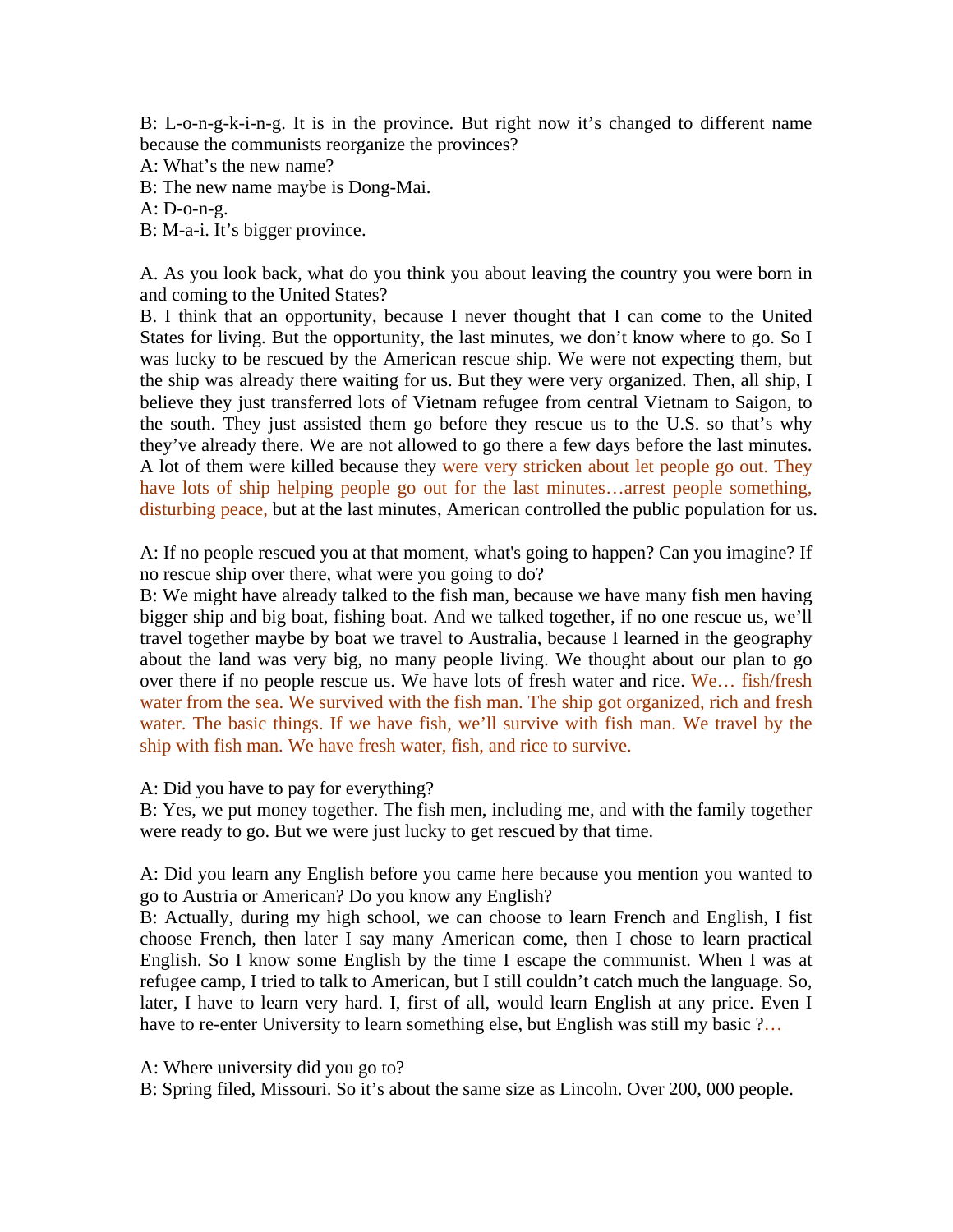B: L-o-n-g-k-i-n-g. It is in the province. But right now it's changed to different name because the communists reorganize the provinces?

A: What's the new name?

B: The new name maybe is Dong-Mai.

A: D-o-n-g.

B: M-a-i. It's bigger province.

A. As you look back, what do you think you about leaving the country you were born in and coming to the United States?

B. I think that an opportunity, because I never thought that I can come to the United States for living. But the opportunity, the last minutes, we don't know where to go. So I was lucky to be rescued by the American rescue ship. We were not expecting them, but the ship was already there waiting for us. But they were very organized. Then, all ship, I believe they just transferred lots of Vietnam refugee from central Vietnam to Saigon, to the south. They just assisted them go before they rescue us to the U.S. so that's why they've already there. We are not allowed to go there a few days before the last minutes. A lot of them were killed because they were very stricken about let people go out. They have lots of ship helping people go out for the last minutes…arrest people something, disturbing peace, but at the last minutes, American controlled the public population for us.

A: If no people rescued you at that moment, what's going to happen? Can you imagine? If no rescue ship over there, what were you going to do?

B: We might have already talked to the fish man, because we have many fish men having bigger ship and big boat, fishing boat. And we talked together, if no one rescue us, we'll travel together maybe by boat we travel to Australia, because I learned in the geography about the land was very big, no many people living. We thought about our plan to go over there if no people rescue us. We have lots of fresh water and rice. We… fish/fresh water from the sea. We survived with the fish man. The ship got organized, rich and fresh water. The basic things. If we have fish, we'll survive with fish man. We travel by the ship with fish man. We have fresh water, fish, and rice to survive.

A: Did you have to pay for everything?

B: Yes, we put money together. The fish men, including me, and with the family together were ready to go. But we were just lucky to get rescued by that time.

A: Did you learn any English before you came here because you mention you wanted to go to Austria or American? Do you know any English?

B: Actually, during my high school, we can choose to learn French and English, I fist choose French, then later I say many American come, then I chose to learn practical English. So I know some English by the time I escape the communist. When I was at refugee camp, I tried to talk to American, but I still couldn't catch much the language. So, later, I have to learn very hard. I, first of all, would learn English at any price. Even I have to re-enter University to learn something else, but English was still my basic ?…

A: Where university did you go to?

B: Spring filed, Missouri. So it's about the same size as Lincoln. Over 200, 000 people.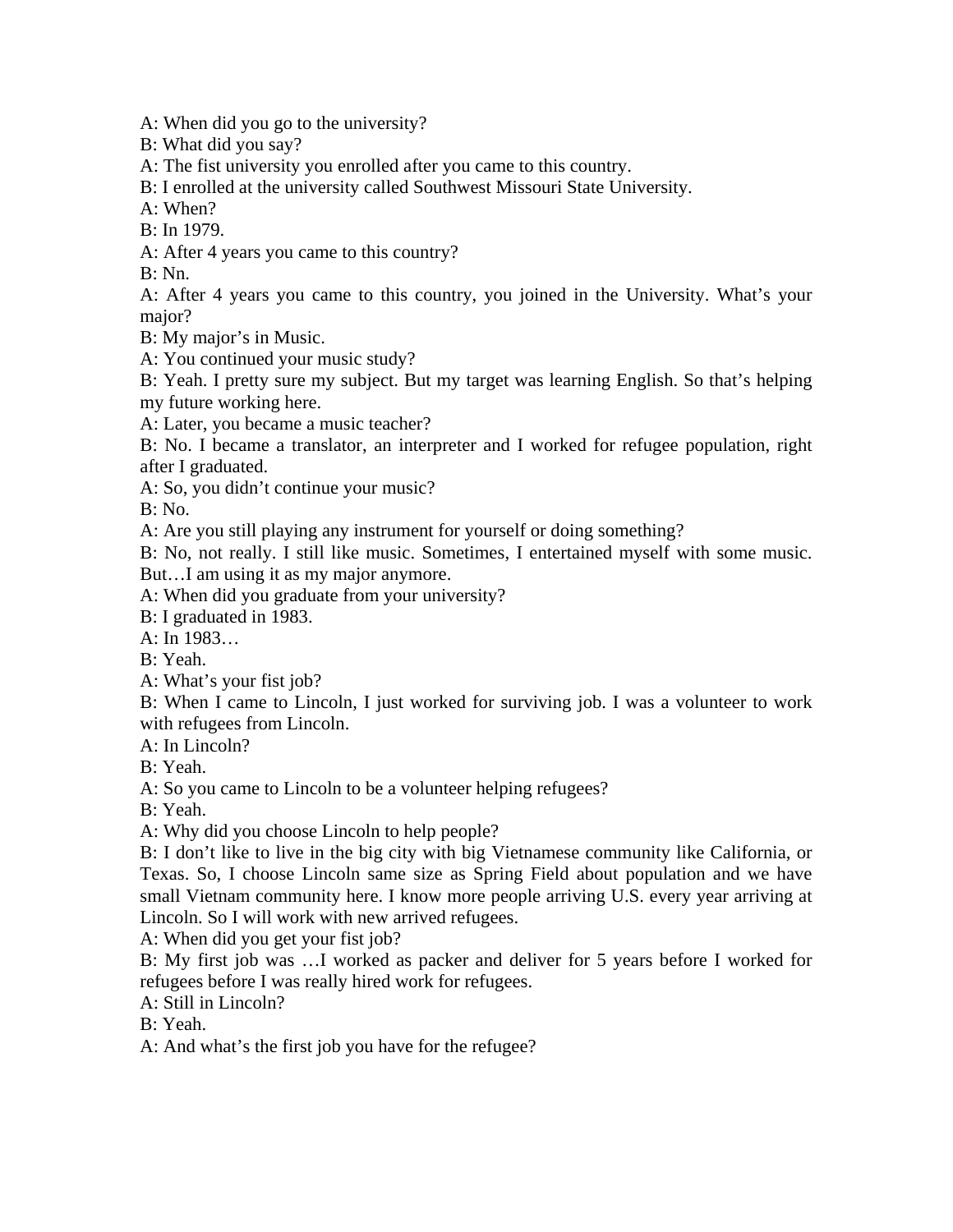A: When did you go to the university?

B: What did you say?

A: The fist university you enrolled after you came to this country.

B: I enrolled at the university called Southwest Missouri State University.

A: When?

B: In 1979.

A: After 4 years you came to this country?

B: Nn.

A: After 4 years you came to this country, you joined in the University. What's your major?

B: My major's in Music.

A: You continued your music study?

B: Yeah. I pretty sure my subject. But my target was learning English. So that's helping my future working here.

A: Later, you became a music teacher?

B: No. I became a translator, an interpreter and I worked for refugee population, right after I graduated.

A: So, you didn't continue your music?

B: No.

A: Are you still playing any instrument for yourself or doing something?

B: No, not really. I still like music. Sometimes, I entertained myself with some music. But…I am using it as my major anymore.

A: When did you graduate from your university?

B: I graduated in 1983.

A: In 1983…

B: Yeah.

A: What's your fist job?

B: When I came to Lincoln, I just worked for surviving job. I was a volunteer to work with refugees from Lincoln.

A: In Lincoln?

B: Yeah.

A: So you came to Lincoln to be a volunteer helping refugees?

B: Yeah.

A: Why did you choose Lincoln to help people?

B: I don't like to live in the big city with big Vietnamese community like California, or Texas. So, I choose Lincoln same size as Spring Field about population and we have small Vietnam community here. I know more people arriving U.S. every year arriving at Lincoln. So I will work with new arrived refugees.

A: When did you get your fist job?

B: My first job was …I worked as packer and deliver for 5 years before I worked for refugees before I was really hired work for refugees.

A: Still in Lincoln?

B: Yeah.

A: And what's the first job you have for the refugee?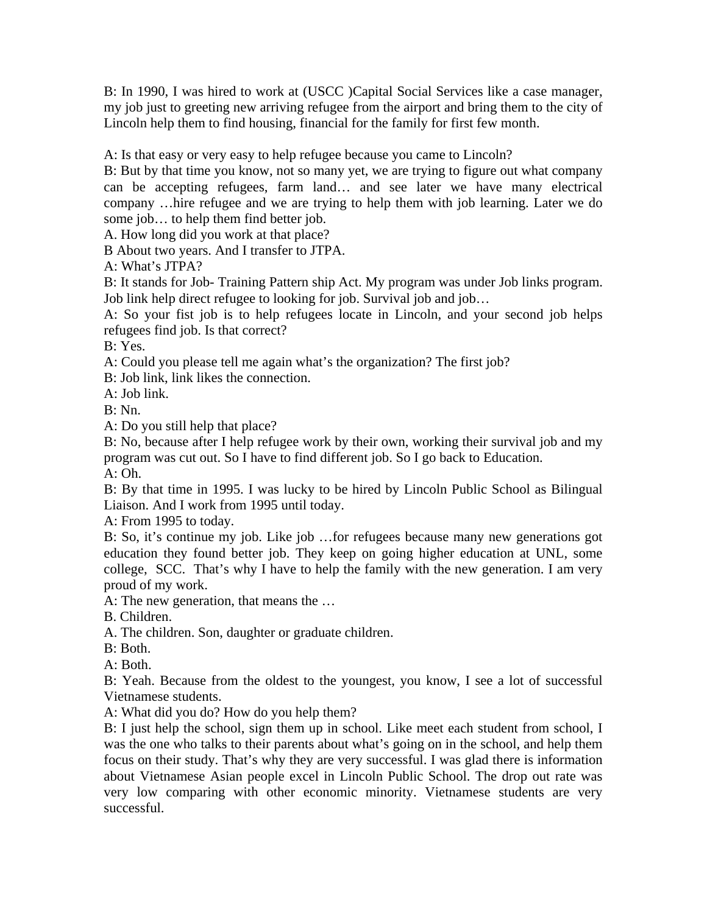B: In 1990, I was hired to work at (USCC )Capital Social Services like a case manager, my job just to greeting new arriving refugee from the airport and bring them to the city of Lincoln help them to find housing, financial for the family for first few month.

A: Is that easy or very easy to help refugee because you came to Lincoln?
B: But by that time you know, not so many yet, we are trying to figure out what company can be accepting refugees, farm land… and see later we have many electrical company …hire refugee and we are trying to help them with job learning. Later we do some job… to help them find better job.
A. How long did you work at that place?
B About two years. And I transfer to JTPA.
A: What's JTPA?
B: It stands for Job- Training Pattern ship Act. My program was under Job links program. Job link help direct refugee to looking for job. Survival job and job…
A: So your fist job is to help refugees locate in Lincoln, and your second job helps refugees find job. Is that correct?
B: Yes.
A: Could you please tell me again what's the organization? The first job?
B: Job link, link likes the connection.
A: Job link.
B: Nn.
A: Do you still help that place?
B: No, because after I help refugee work by their own, working their survival job and my program was cut out. So I have to find different job. So I go back to Education.
A: Oh.
B: By that time in 1995. I was lucky to be hired by Lincoln Public School as Bilingual Liaison. And I work from 1995 until today.
A: From 1995 to today.
B: So, it's continue my job. Like job …for refugees because many new generations got education they found better job. They keep on going higher education at UNL, some college, SCC. That's why I have to help the family with the new generation. I am very proud of my work.
A: The new generation, that means the …
B. Children.
A. The children. Son, daughter or graduate children.
B: Both.
A: Both.
B: Yeah. Because from the oldest to the youngest, you know, I see a lot of successful Vietnamese students.
A: What did you do? How do you help them?
B: I just help the school, sign them up in school. Like meet each student from school, I was the one who talks to their parents about what's going on in the school, and help them focus on their study. That's why they are very successful. I was glad there is information about Vietnamese Asian people excel in Lincoln Public School. The drop out rate was very low comparing with other economic minority. Vietnamese students are very successful.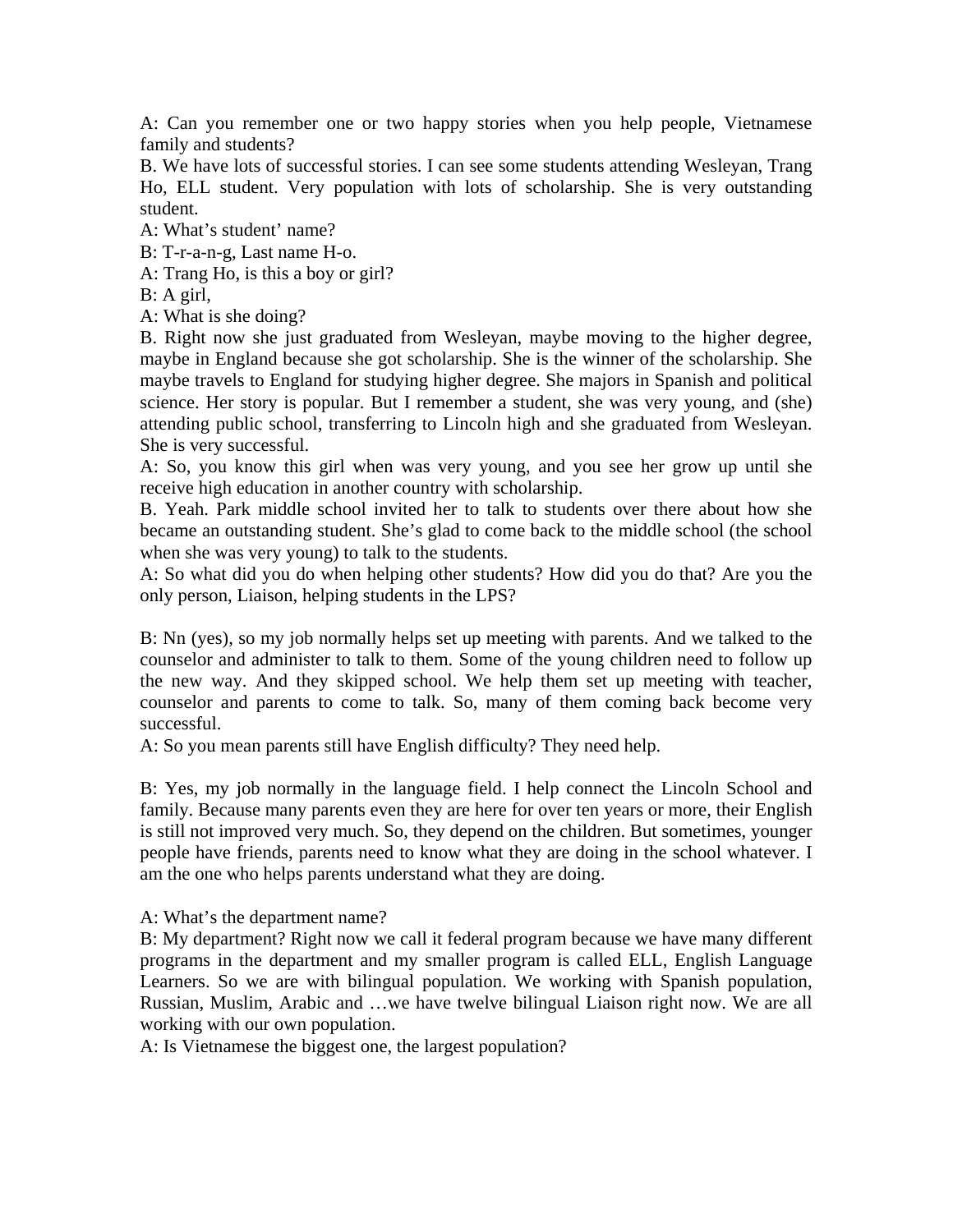A: Can you remember one or two happy stories when you help people, Vietnamese family and students?

B. We have lots of successful stories. I can see some students attending Wesleyan, Trang Ho, ELL student. Very population with lots of scholarship. She is very outstanding student.

A: What's student' name?

B: T-r-a-n-g, Last name H-o.

A: Trang Ho, is this a boy or girl?

B: A girl,

A: What is she doing?

B. Right now she just graduated from Wesleyan, maybe moving to the higher degree, maybe in England because she got scholarship. She is the winner of the scholarship. She maybe travels to England for studying higher degree. She majors in Spanish and political science. Her story is popular. But I remember a student, she was very young, and (she) attending public school, transferring to Lincoln high and she graduated from Wesleyan. She is very successful.

A: So, you know this girl when was very young, and you see her grow up until she receive high education in another country with scholarship.

B. Yeah. Park middle school invited her to talk to students over there about how she became an outstanding student. She's glad to come back to the middle school (the school when she was very young) to talk to the students.

A: So what did you do when helping other students? How did you do that? Are you the only person, Liaison, helping students in the LPS?

B: Nn (yes), so my job normally helps set up meeting with parents. And we talked to the counselor and administer to talk to them. Some of the young children need to follow up the new way. And they skipped school. We help them set up meeting with teacher, counselor and parents to come to talk. So, many of them coming back become very successful.

A: So you mean parents still have English difficulty? They need help.

B: Yes, my job normally in the language field. I help connect the Lincoln School and family. Because many parents even they are here for over ten years or more, their English is still not improved very much. So, they depend on the children. But sometimes, younger people have friends, parents need to know what they are doing in the school whatever. I am the one who helps parents understand what they are doing.

A: What's the department name?

B: My department? Right now we call it federal program because we have many different programs in the department and my smaller program is called ELL, English Language Learners. So we are with bilingual population. We working with Spanish population, Russian, Muslim, Arabic and …we have twelve bilingual Liaison right now. We are all working with our own population.

A: Is Vietnamese the biggest one, the largest population?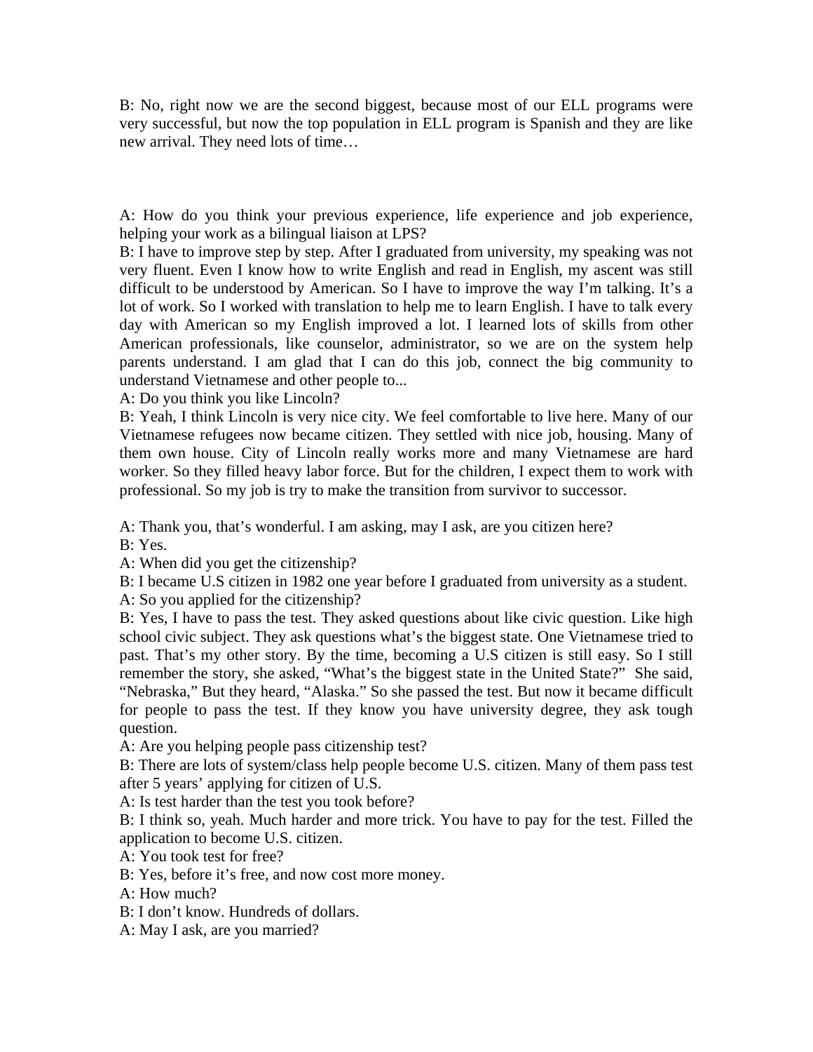B: No, right now we are the second biggest, because most of our ELL programs were very successful, but now the top population in ELL program is Spanish and they are like new arrival. They need lots of time…

A: How do you think your previous experience, life experience and job experience, helping your work as a bilingual liaison at LPS?

B: I have to improve step by step. After I graduated from university, my speaking was not very fluent. Even I know how to write English and read in English, my ascent was still difficult to be understood by American. So I have to improve the way I'm talking. It's a lot of work. So I worked with translation to help me to learn English. I have to talk every day with American so my English improved a lot. I learned lots of skills from other American professionals, like counselor, administrator, so we are on the system help parents understand. I am glad that I can do this job, connect the big community to understand Vietnamese and other people to...

A: Do you think you like Lincoln?

B: Yeah, I think Lincoln is very nice city. We feel comfortable to live here. Many of our Vietnamese refugees now became citizen. They settled with nice job, housing. Many of them own house. City of Lincoln really works more and many Vietnamese are hard worker. So they filled heavy labor force. But for the children, I expect them to work with professional. So my job is try to make the transition from survivor to successor.

A: Thank you, that's wonderful. I am asking, may I ask, are you citizen here?

B: Yes.

A: When did you get the citizenship?

B: I became U.S citizen in 1982 one year before I graduated from university as a student.

A: So you applied for the citizenship?

B: Yes, I have to pass the test. They asked questions about like civic question. Like high school civic subject. They ask questions what's the biggest state. One Vietnamese tried to past. That's my other story. By the time, becoming a U.S citizen is still easy. So I still remember the story, she asked, "What's the biggest state in the United State?" She said, "Nebraska," But they heard, "Alaska." So she passed the test. But now it became difficult for people to pass the test. If they know you have university degree, they ask tough question.

A: Are you helping people pass citizenship test?

B: There are lots of system/class help people become U.S. citizen. Many of them pass test after 5 years' applying for citizen of U.S.

A: Is test harder than the test you took before?

B: I think so, yeah. Much harder and more trick. You have to pay for the test. Filled the application to become U.S. citizen.

A: You took test for free?

B: Yes, before it's free, and now cost more money.

A: How much?

B: I don't know. Hundreds of dollars.

A: May I ask, are you married?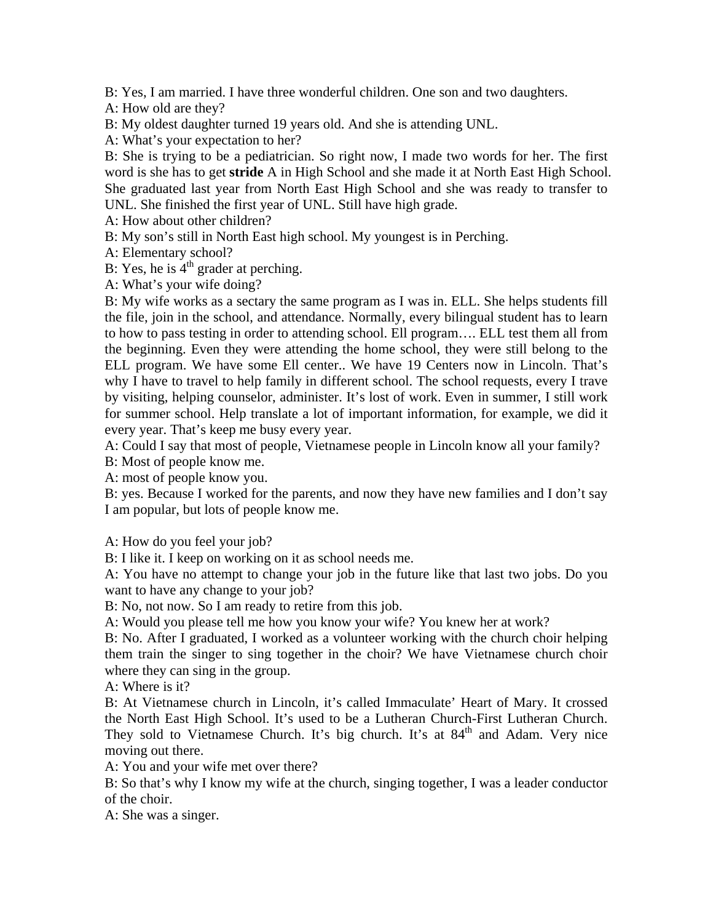B: Yes, I am married. I have three wonderful children. One son and two daughters.

A: How old are they?

B: My oldest daughter turned 19 years old. And she is attending UNL.

A: What's your expectation to her?

B: She is trying to be a pediatrician. So right now, I made two words for her. The first word is she has to get **stride** A in High School and she made it at North East High School. She graduated last year from North East High School and she was ready to transfer to UNL. She finished the first year of UNL. Still have high grade.

A: How about other children?

B: My son's still in North East high school. My youngest is in Perching.

A: Elementary school?

B: Yes, he is 4th grader at perching.

A: What's your wife doing?

B: My wife works as a sectary the same program as I was in. ELL. She helps students fill the file, join in the school, and attendance. Normally, every bilingual student has to learn to how to pass testing in order to attending school. Ell program…. ELL test them all from the beginning. Even they were attending the home school, they were still belong to the ELL program. We have some Ell center.. We have 19 Centers now in Lincoln. That's why I have to travel to help family in different school. The school requests, every I trave by visiting, helping counselor, administer. It's lost of work. Even in summer, I still work for summer school. Help translate a lot of important information, for example, we did it every year. That's keep me busy every year.

A: Could I say that most of people, Vietnamese people in Lincoln know all your family?

B: Most of people know me.

A: most of people know you.

B: yes. Because I worked for the parents, and now they have new families and I don't say I am popular, but lots of people know me.

A: How do you feel your job?

B: I like it. I keep on working on it as school needs me.

A: You have no attempt to change your job in the future like that last two jobs. Do you want to have any change to your job?

B: No, not now. So I am ready to retire from this job.

A: Would you please tell me how you know your wife? You knew her at work?

B: No. After I graduated, I worked as a volunteer working with the church choir helping them train the singer to sing together in the choir? We have Vietnamese church choir where they can sing in the group.

A: Where is it?

B: At Vietnamese church in Lincoln, it's called Immaculate' Heart of Mary. It crossed the North East High School. It's used to be a Lutheran Church-First Lutheran Church. They sold to Vietnamese Church. It's big church. It's at 84th and Adam. Very nice moving out there.

A: You and your wife met over there?

B: So that's why I know my wife at the church, singing together, I was a leader conductor of the choir.

A: She was a singer.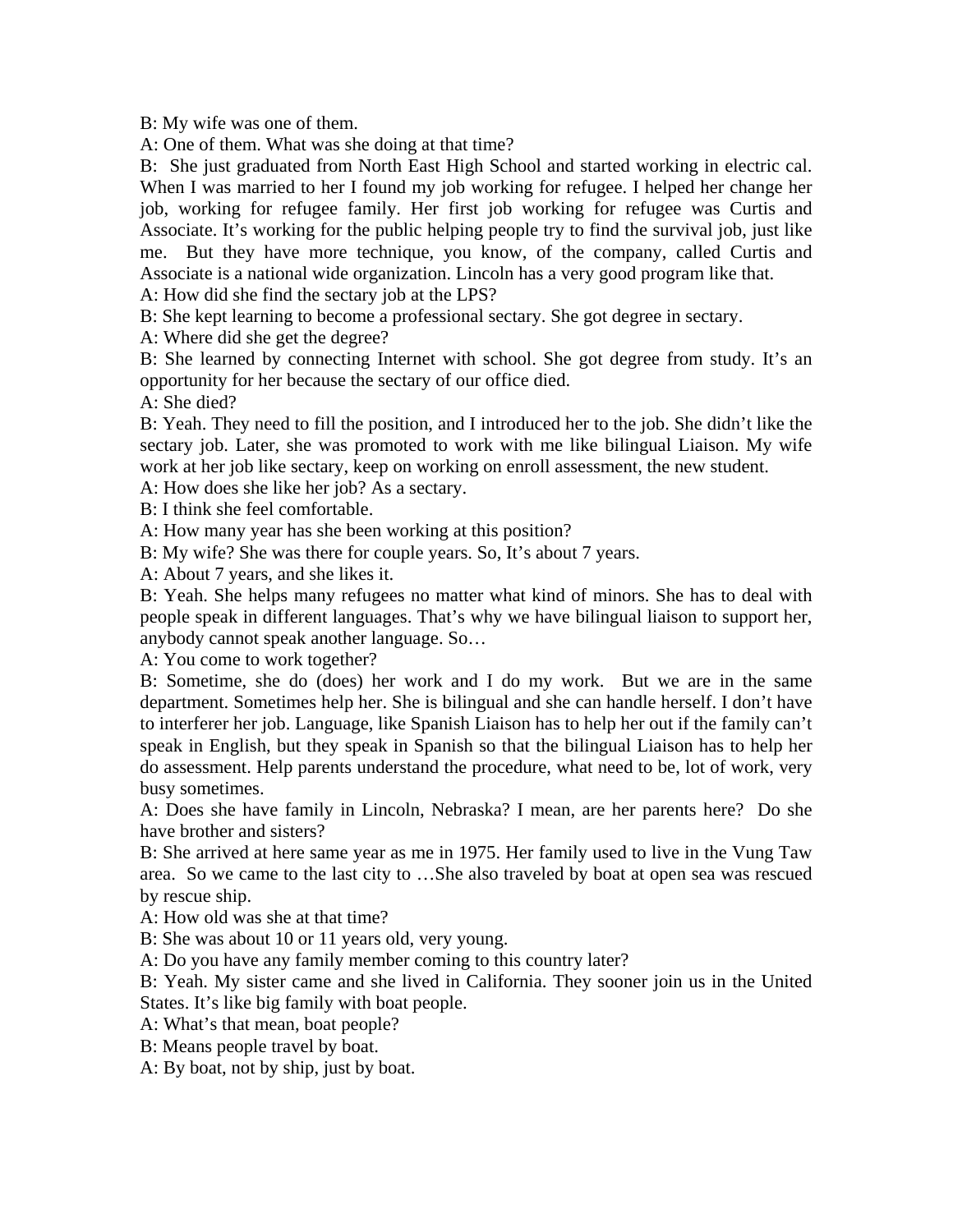B: My wife was one of them.

A: One of them. What was she doing at that time?

B: She just graduated from North East High School and started working in electric cal. When I was married to her I found my job working for refugee. I helped her change her job, working for refugee family. Her first job working for refugee was Curtis and Associate. It's working for the public helping people try to find the survival job, just like me. But they have more technique, you know, of the company, called Curtis and Associate is a national wide organization. Lincoln has a very good program like that.

A: How did she find the sectary job at the LPS?

B: She kept learning to become a professional sectary. She got degree in sectary.

A: Where did she get the degree?

B: She learned by connecting Internet with school. She got degree from study. It's an opportunity for her because the sectary of our office died.

A: She died?

B: Yeah. They need to fill the position, and I introduced her to the job. She didn't like the sectary job. Later, she was promoted to work with me like bilingual Liaison. My wife work at her job like sectary, keep on working on enroll assessment, the new student.

A: How does she like her job? As a sectary.

B: I think she feel comfortable.

A: How many year has she been working at this position?

B: My wife? She was there for couple years. So, It's about 7 years.

A: About 7 years, and she likes it.

B: Yeah. She helps many refugees no matter what kind of minors. She has to deal with people speak in different languages. That's why we have bilingual liaison to support her, anybody cannot speak another language. So…

A: You come to work together?

B: Sometime, she do (does) her work and I do my work. But we are in the same department. Sometimes help her. She is bilingual and she can handle herself. I don't have to interferer her job. Language, like Spanish Liaison has to help her out if the family can't speak in English, but they speak in Spanish so that the bilingual Liaison has to help her do assessment. Help parents understand the procedure, what need to be, lot of work, very busy sometimes.

A: Does she have family in Lincoln, Nebraska? I mean, are her parents here? Do she have brother and sisters?

B: She arrived at here same year as me in 1975. Her family used to live in the Vung Taw area. So we came to the last city to …She also traveled by boat at open sea was rescued by rescue ship.

A: How old was she at that time?

B: She was about 10 or 11 years old, very young.

A: Do you have any family member coming to this country later?

B: Yeah. My sister came and she lived in California. They sooner join us in the United States. It's like big family with boat people.

A: What's that mean, boat people?

B: Means people travel by boat.

A: By boat, not by ship, just by boat.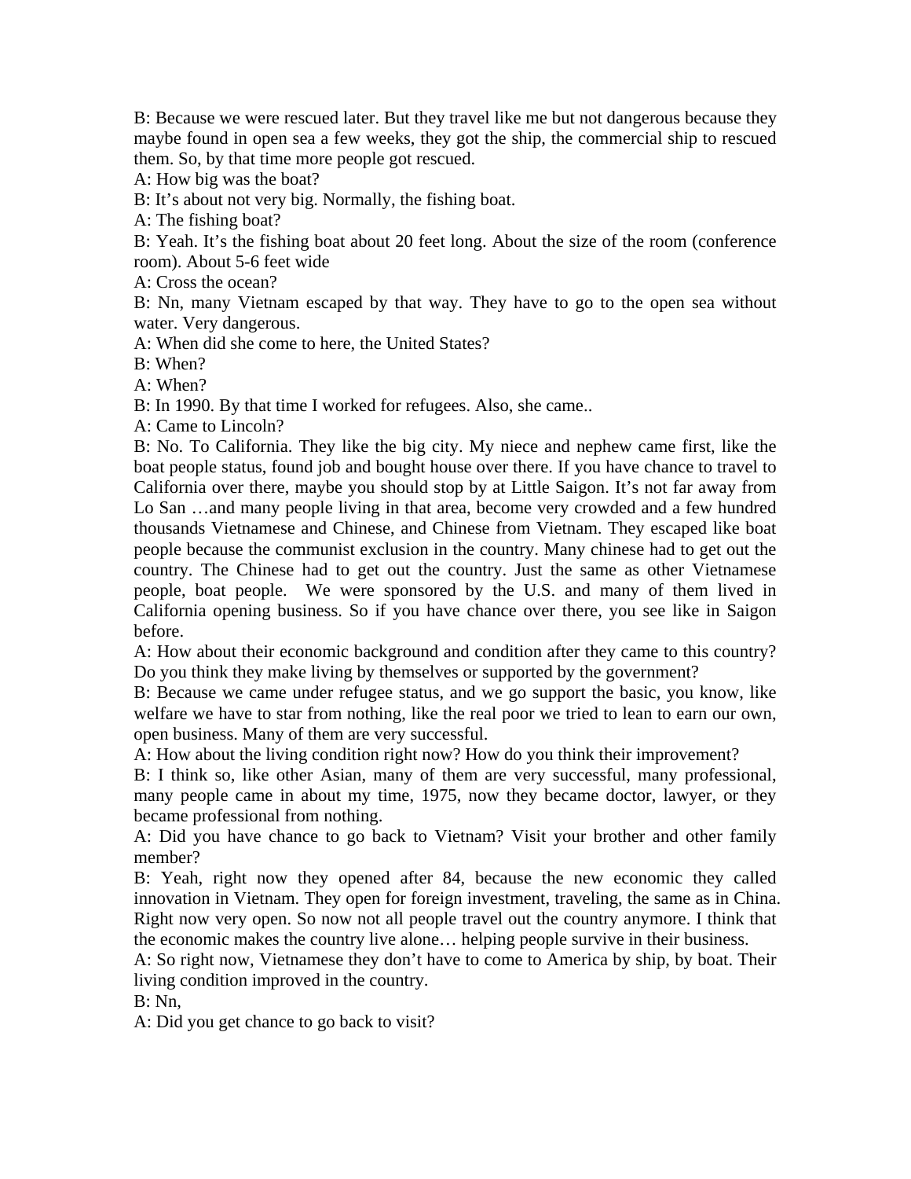B: Because we were rescued later. But they travel like me but not dangerous because they maybe found in open sea a few weeks, they got the ship, the commercial ship to rescued them. So, by that time more people got rescued.

A: How big was the boat?

B: It's about not very big. Normally, the fishing boat.

A: The fishing boat?

B: Yeah. It's the fishing boat about 20 feet long. About the size of the room (conference room). About 5-6 feet wide

A: Cross the ocean?

B: Nn, many Vietnam escaped by that way. They have to go to the open sea without water. Very dangerous.

A: When did she come to here, the United States?

B: When?

A: When?

B: In 1990. By that time I worked for refugees. Also, she came..

A: Came to Lincoln?

B: No. To California. They like the big city. My niece and nephew came first, like the boat people status, found job and bought house over there. If you have chance to travel to California over there, maybe you should stop by at Little Saigon. It's not far away from Lo San …and many people living in that area, become very crowded and a few hundred thousands Vietnamese and Chinese, and Chinese from Vietnam. They escaped like boat people because the communist exclusion in the country. Many chinese had to get out the country. The Chinese had to get out the country. Just the same as other Vietnamese people, boat people. We were sponsored by the U.S. and many of them lived in California opening business. So if you have chance over there, you see like in Saigon before.

A: How about their economic background and condition after they came to this country? Do you think they make living by themselves or supported by the government?

B: Because we came under refugee status, and we go support the basic, you know, like welfare we have to star from nothing, like the real poor we tried to lean to earn our own, open business. Many of them are very successful.

A: How about the living condition right now? How do you think their improvement?

B: I think so, like other Asian, many of them are very successful, many professional, many people came in about my time, 1975, now they became doctor, lawyer, or they became professional from nothing.

A: Did you have chance to go back to Vietnam? Visit your brother and other family member?

B: Yeah, right now they opened after 84, because the new economic they called innovation in Vietnam. They open for foreign investment, traveling, the same as in China. Right now very open. So now not all people travel out the country anymore. I think that the economic makes the country live alone… helping people survive in their business.

A: So right now, Vietnamese they don't have to come to America by ship, by boat. Their living condition improved in the country.

B: Nn,

A: Did you get chance to go back to visit?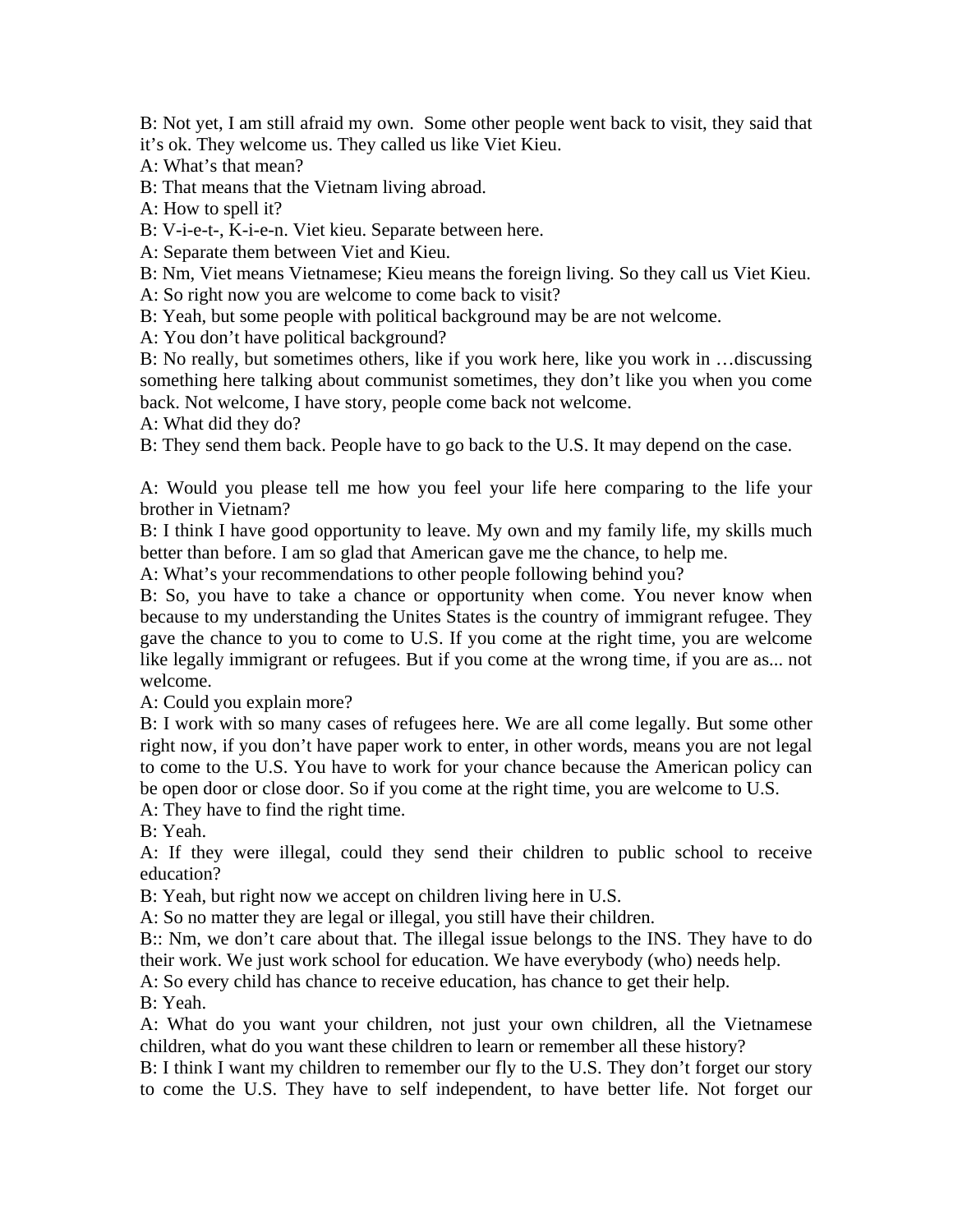B: Not yet, I am still afraid my own. Some other people went back to visit, they said that it's ok. They welcome us. They called us like Viet Kieu.

A: What's that mean?

B: That means that the Vietnam living abroad.

A: How to spell it?

B: V-i-e-t-, K-i-e-n. Viet kieu. Separate between here.

A: Separate them between Viet and Kieu.

B: Nm, Viet means Vietnamese; Kieu means the foreign living. So they call us Viet Kieu.

A: So right now you are welcome to come back to visit?

B: Yeah, but some people with political background may be are not welcome.

A: You don't have political background?

B: No really, but sometimes others, like if you work here, like you work in …discussing something here talking about communist sometimes, they don't like you when you come back. Not welcome, I have story, people come back not welcome.

A: What did they do?

B: They send them back. People have to go back to the U.S. It may depend on the case.

A: Would you please tell me how you feel your life here comparing to the life your brother in Vietnam?

B: I think I have good opportunity to leave. My own and my family life, my skills much better than before. I am so glad that American gave me the chance, to help me.

A: What's your recommendations to other people following behind you?

B: So, you have to take a chance or opportunity when come. You never know when because to my understanding the Unites States is the country of immigrant refugee. They gave the chance to you to come to U.S. If you come at the right time, you are welcome like legally immigrant or refugees. But if you come at the wrong time, if you are as... not welcome.

A: Could you explain more?

B: I work with so many cases of refugees here. We are all come legally. But some other right now, if you don't have paper work to enter, in other words, means you are not legal to come to the U.S. You have to work for your chance because the American policy can be open door or close door. So if you come at the right time, you are welcome to U.S.

A: They have to find the right time.

B: Yeah.

A: If they were illegal, could they send their children to public school to receive education?

B: Yeah, but right now we accept on children living here in U.S.

A: So no matter they are legal or illegal, you still have their children.

B:: Nm, we don't care about that. The illegal issue belongs to the INS. They have to do their work. We just work school for education. We have everybody (who) needs help.

A: So every child has chance to receive education, has chance to get their help.

B: Yeah.

A: What do you want your children, not just your own children, all the Vietnamese children, what do you want these children to learn or remember all these history?

B: I think I want my children to remember our fly to the U.S. They don't forget our story to come the U.S. They have to self independent, to have better life. Not forget our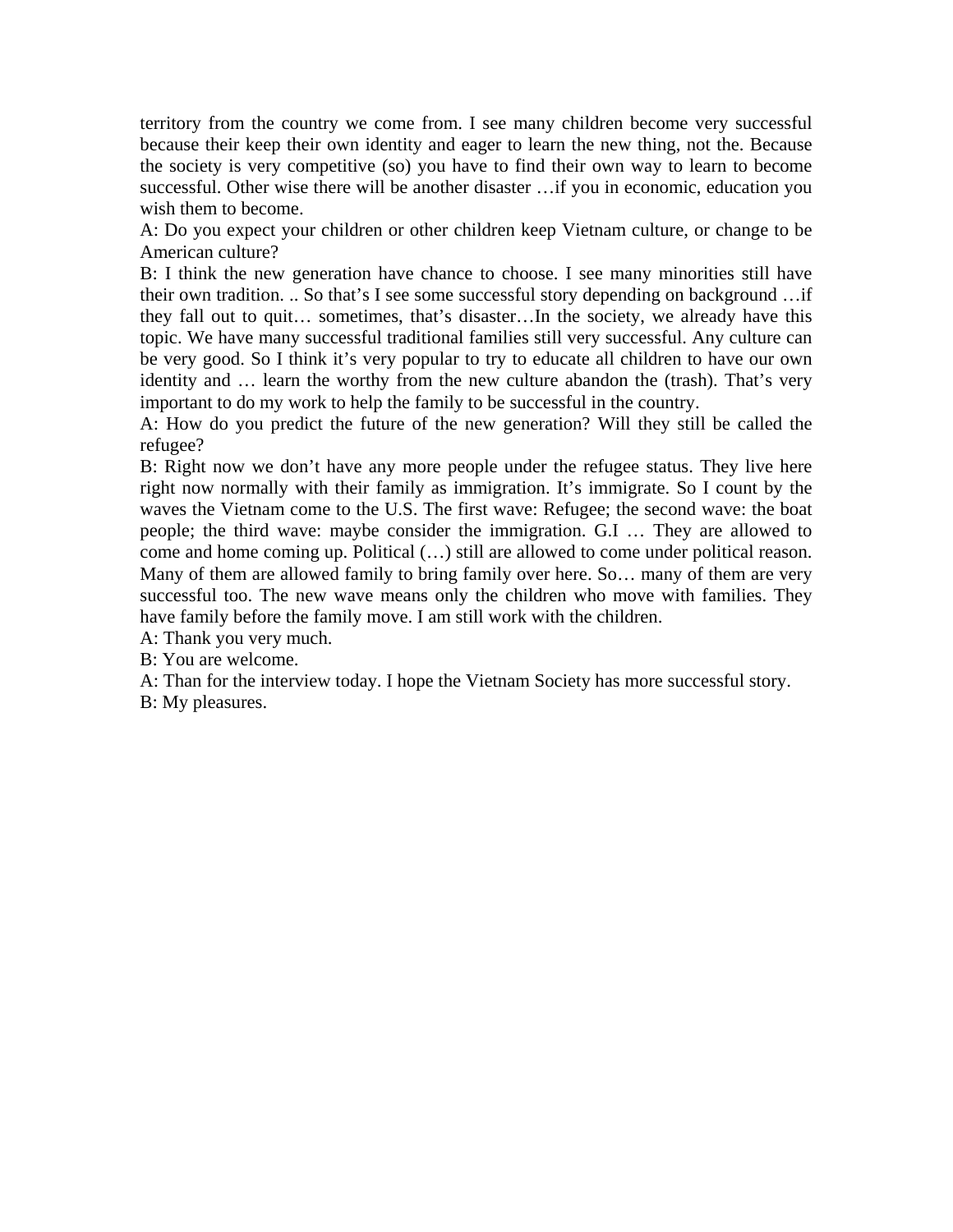territory from the country we come from. I see many children become very successful because their keep their own identity and eager to learn the new thing, not the. Because the society is very competitive (so) you have to find their own way to learn to become successful. Other wise there will be another disaster …if you in economic, education you wish them to become.

A: Do you expect your children or other children keep Vietnam culture, or change to be American culture?

B: I think the new generation have chance to choose. I see many minorities still have their own tradition. .. So that's I see some successful story depending on background …if they fall out to quit… sometimes, that's disaster…In the society, we already have this topic. We have many successful traditional families still very successful. Any culture can be very good. So I think it's very popular to try to educate all children to have our own identity and … learn the worthy from the new culture abandon the (trash). That's very important to do my work to help the family to be successful in the country.

A: How do you predict the future of the new generation? Will they still be called the refugee?

B: Right now we don't have any more people under the refugee status. They live here right now normally with their family as immigration. It's immigrate. So I count by the waves the Vietnam come to the U.S. The first wave: Refugee; the second wave: the boat people; the third wave: maybe consider the immigration. G.I … They are allowed to come and home coming up. Political (…) still are allowed to come under political reason. Many of them are allowed family to bring family over here. So… many of them are very successful too. The new wave means only the children who move with families. They have family before the family move. I am still work with the children.

A: Thank you very much.

B: You are welcome.

A: Than for the interview today. I hope the Vietnam Society has more successful story.

B: My pleasures.